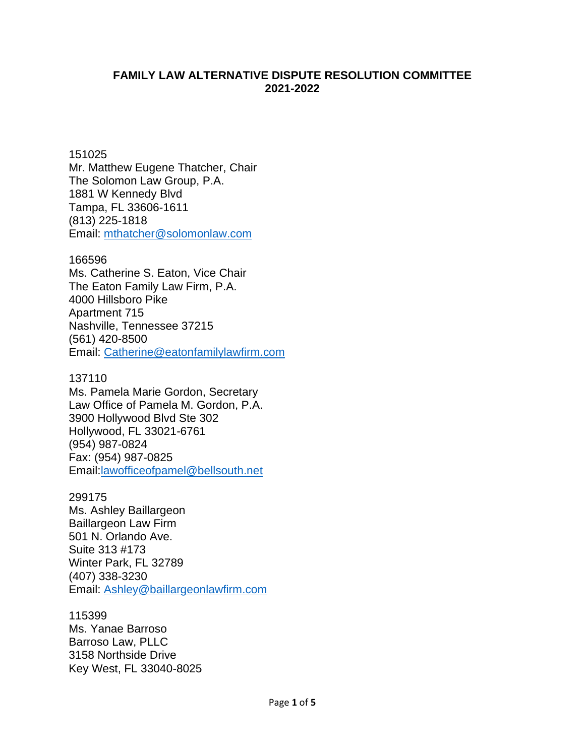**FAMILY LAW ALTERNATIVE DISPUTE RESOLUTION COMMITTEE**
**2021-2022**

151025
Mr. Matthew Eugene Thatcher, Chair
The Solomon Law Group, P.A.
1881 W Kennedy Blvd
Tampa, FL 33606-1611
(813) 225-1818
Email: mthatcher@solomonlaw.com

166596
Ms. Catherine S. Eaton, Vice Chair
The Eaton Family Law Firm, P.A.
4000 Hillsboro Pike
Apartment 715
Nashville, Tennessee 37215
(561) 420-8500
Email: Catherine@eatonfamilylawfirm.com

137110
Ms. Pamela Marie Gordon, Secretary
Law Office of Pamela M. Gordon, P.A.
3900 Hollywood Blvd Ste 302
Hollywood, FL 33021-6761
(954) 987-0824
Fax: (954) 987-0825
Email:lawofficeofpamel@bellsouth.net

299175
Ms. Ashley Baillargeon
Baillargeon Law Firm
501 N. Orlando Ave.
Suite 313 #173
Winter Park, FL 32789
(407) 338-3230
Email: Ashley@baillargeonlawfirm.com

115399
Ms. Yanae Barroso
Barroso Law, PLLC
3158 Northside Drive
Key West, FL 33040-8025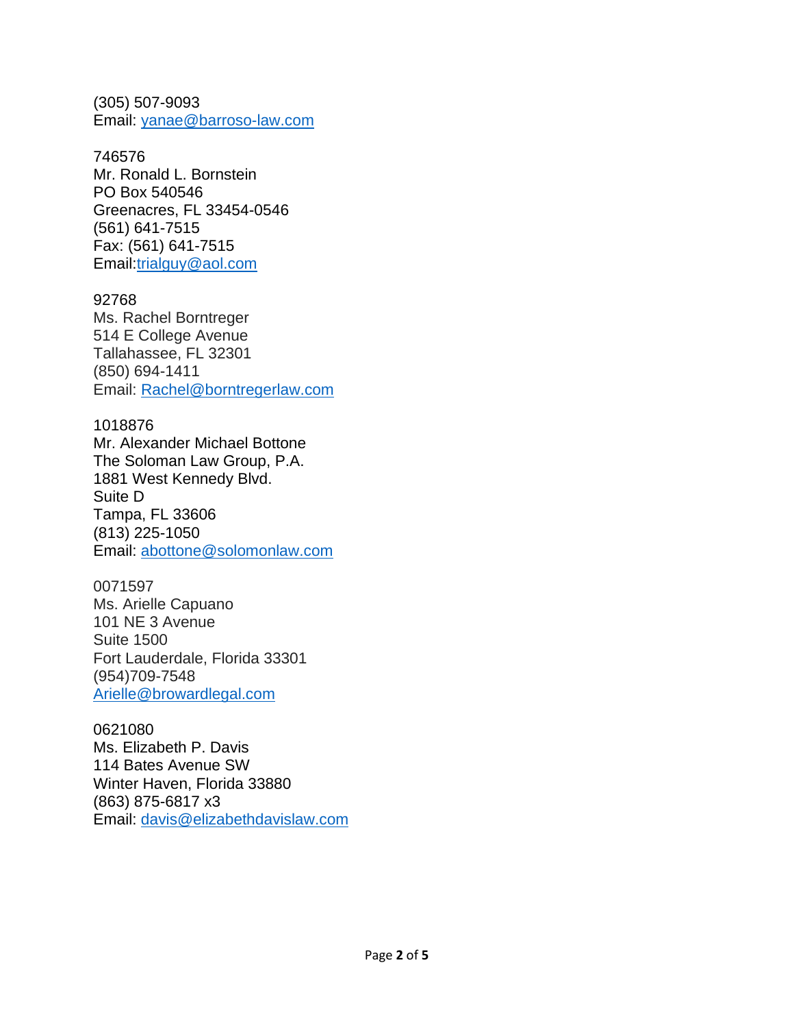(305) 507-9093
Email: yanae@barroso-law.com

746576
Mr. Ronald L. Bornstein
PO Box 540546
Greenacres, FL 33454-0546
(561) 641-7515
Fax: (561) 641-7515
Email:trialguy@aol.com

92768
Ms. Rachel Borntreger
514 E College Avenue
Tallahassee, FL 32301
(850) 694-1411
Email: Rachel@borntregerlaw.com

1018876
Mr. Alexander Michael Bottone
The Soloman Law Group, P.A.
1881 West Kennedy Blvd.
Suite D
Tampa, FL 33606
(813) 225-1050
Email: abottone@solomonlaw.com

0071597
Ms. Arielle Capuano
101 NE 3 Avenue
Suite 1500
Fort Lauderdale, Florida 33301
(954)709-7548
Arielle@browardlegal.com

0621080
Ms. Elizabeth P. Davis
114 Bates Avenue SW
Winter Haven, Florida 33880
(863) 875-6817 x3
Email: davis@elizabethdavislaw.com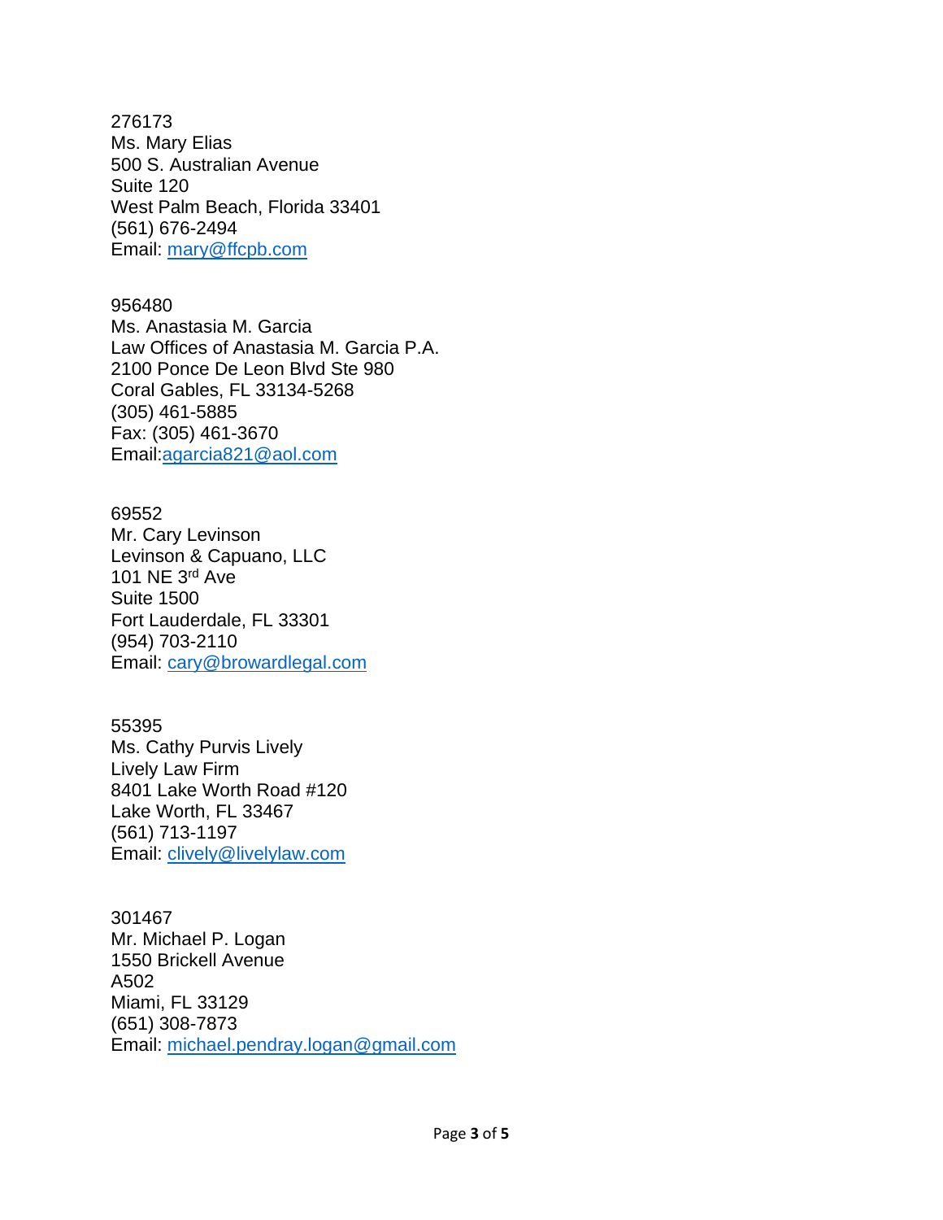276173
Ms. Mary Elias
500 S. Australian Avenue
Suite 120
West Palm Beach, Florida 33401
(561) 676-2494
Email: mary@ffcpb.com

956480
Ms. Anastasia M. Garcia
Law Offices of Anastasia M. Garcia P.A.
2100 Ponce De Leon Blvd Ste 980
Coral Gables, FL 33134-5268
(305) 461-5885
Fax: (305) 461-3670
Email:agarcia821@aol.com

69552
Mr. Cary Levinson
Levinson & Capuano, LLC
101 NE 3rd Ave
Suite 1500
Fort Lauderdale, FL 33301
(954) 703-2110
Email: cary@browardlegal.com

55395
Ms. Cathy Purvis Lively
Lively Law Firm
8401 Lake Worth Road #120
Lake Worth, FL 33467
(561) 713-1197
Email: clively@livelylaw.com

301467
Mr. Michael P. Logan
1550 Brickell Avenue
A502
Miami, FL 33129
(651) 308-7873
Email: michael.pendray.logan@gmail.com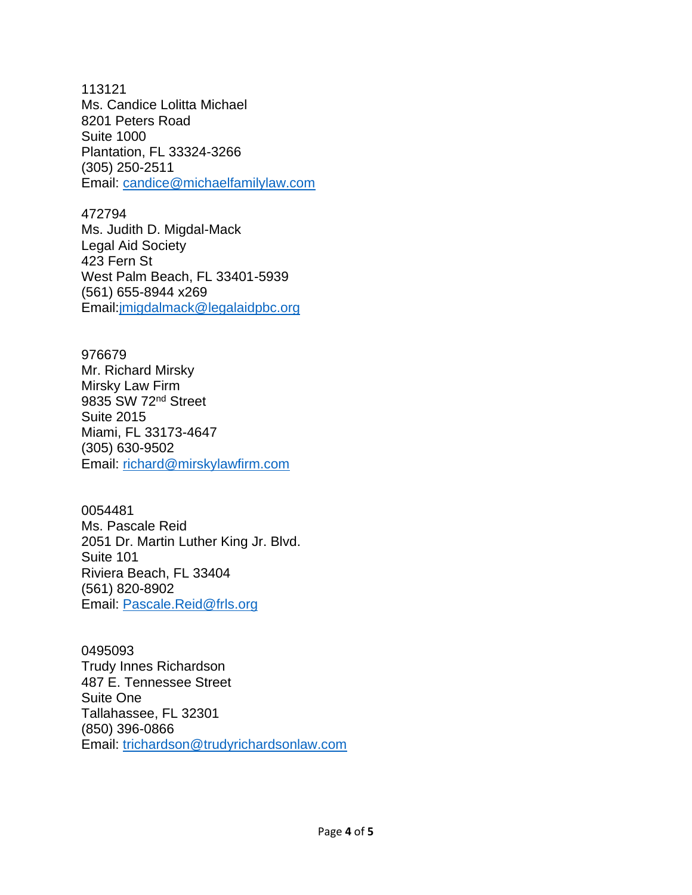113121
Ms. Candice Lolitta Michael
8201 Peters Road
Suite 1000
Plantation, FL 33324-3266
(305) 250-2511
Email: candice@michaelfamilylaw.com

472794
Ms. Judith D. Migdal-Mack
Legal Aid Society
423 Fern St
West Palm Beach, FL 33401-5939
(561) 655-8944 x269
Email:jmigdalmack@legalaidpbc.org

976679
Mr. Richard Mirsky
Mirsky Law Firm
9835 SW 72nd Street
Suite 2015
Miami, FL 33173-4647
(305) 630-9502
Email: richard@mirskylawfirm.com

0054481
Ms. Pascale Reid
2051 Dr. Martin Luther King Jr. Blvd.
Suite 101
Riviera Beach, FL 33404
(561) 820-8902
Email: Pascale.Reid@frls.org

0495093
Trudy Innes Richardson
487 E. Tennessee Street
Suite One
Tallahassee, FL 32301
(850) 396-0866
Email: trichardson@trudyrichardsonlaw.com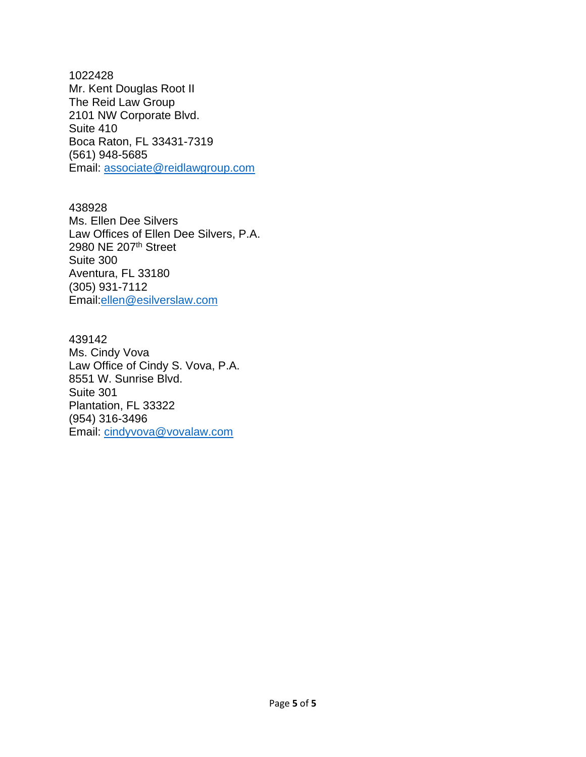1022428
Mr. Kent Douglas Root II
The Reid Law Group
2101 NW Corporate Blvd.
Suite 410
Boca Raton, FL 33431-7319
(561) 948-5685
Email: associate@reidlawgroup.com

438928
Ms. Ellen Dee Silvers
Law Offices of Ellen Dee Silvers, P.A.
2980 NE 207th Street
Suite 300
Aventura, FL 33180
(305) 931-7112
Email:ellen@esilverslaw.com

439142
Ms. Cindy Vova
Law Office of Cindy S. Vova, P.A.
8551 W. Sunrise Blvd.
Suite 301
Plantation, FL 33322
(954) 316-3496
Email: cindyvova@vovalaw.com